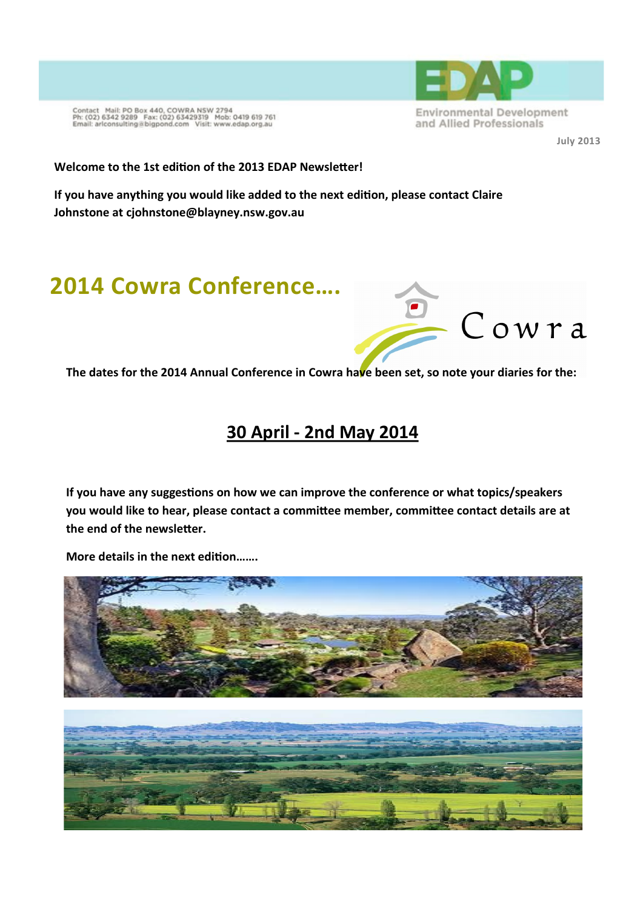Contact Mail: PO Box 440, COWRA NSW 2794
Ph: (02) 6342 9289 Fax: (02) 63429319 Mob: 0419 619 761
Email: arlconsulting@bigpond.com Visit: www.edap.org.au

EDAP
Environmental Development and Allied Professionals

July 2013

**Welcome to the 1st edition of the 2013 EDAP Newsletter!**

**If you have anything you would like added to the next edition, please contact Claire Johnstone at cjohnstone@blayney.nsw.gov.au**

# 2014 Cowra Conference….

Cowra

**The dates for the 2014 Annual Conference in Cowra have been set, so note your diaries for the:**

## 30 April - 2nd May 2014

**If you have any suggestions on how we can improve the conference or what topics/speakers you would like to hear, please contact a committee member, committee contact details are at the end of the newsletter.**

**More details in the next edition…….**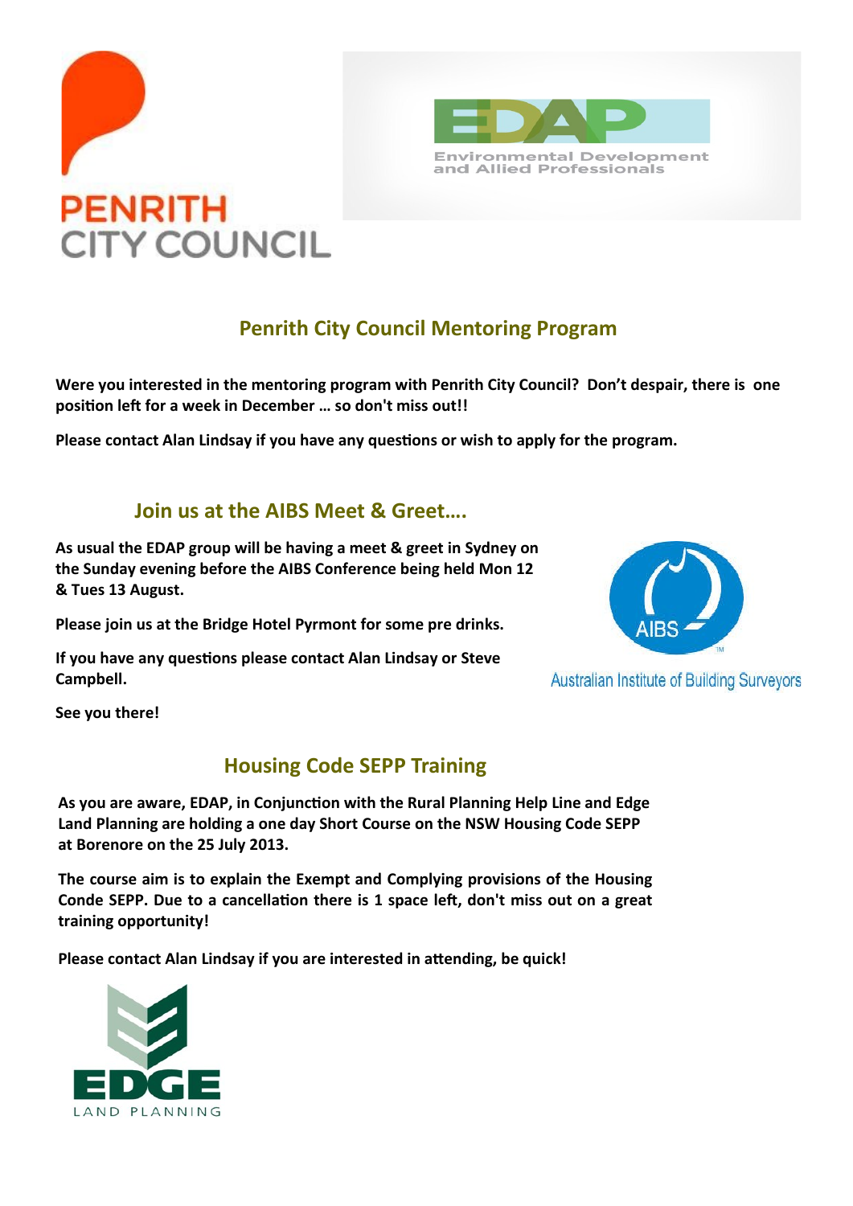PENRITH CITY COUNCIL

EDAP

Environmental Development and Allied Professionals

## Penrith City Council Mentoring Program

**Were you interested in the mentoring program with Penrith City Council? Don't despair, there is one position left for a week in December … so don't miss out!!**

**Please contact Alan Lindsay if you have any questions or wish to apply for the program.**

## Join us at the AIBS Meet & Greet….

**As usual the EDAP group will be having a meet & greet in Sydney on the Sunday evening before the AIBS Conference being held Mon 12 & Tues 13 August.**

**Please join us at the Bridge Hotel Pyrmont for some pre drinks.**

**If you have any questions please contact Alan Lindsay or Steve Campbell.**

**See you there!**

AIBS

Australian Institute of Building Surveyors

## Housing Code SEPP Training

**As you are aware, EDAP, in Conjunction with the Rural Planning Help Line and Edge Land Planning are holding a one day Short Course on the NSW Housing Code SEPP at Borenore on the 25 July 2013.**

**The course aim is to explain the Exempt and Complying provisions of the Housing Conde SEPP. Due to a cancellation there is 1 space left, don't miss out on a great training opportunity!**

**Please contact Alan Lindsay if you are interested in attending, be quick!**

EDGE

LAND PLANNING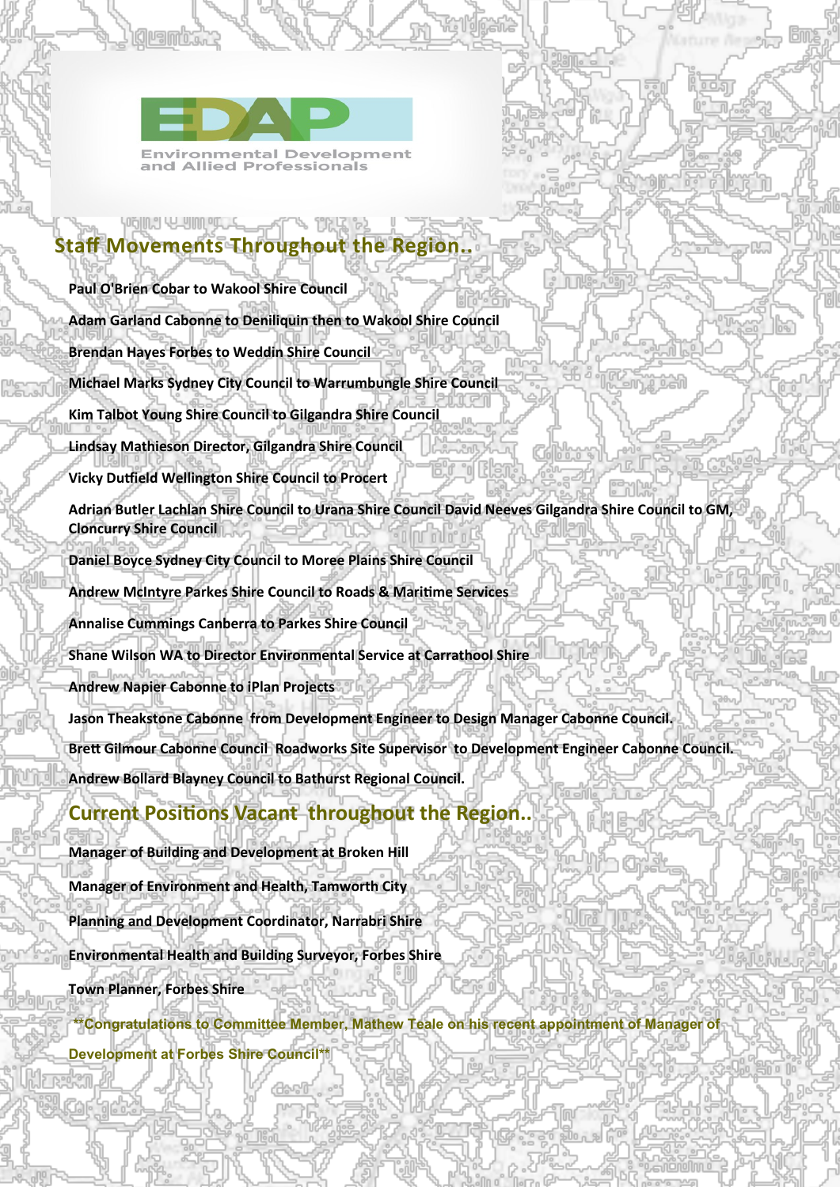EDAP

Environmental Development and Allied Professionals

## Staff Movements Throughout the Region..

**Paul O'Brien Cobar to Wakool Shire Council**

**Adam Garland Cabonne to Deniliquin then to Wakool Shire Council**

**Brendan Hayes Forbes to Weddin Shire Council**

**Michael Marks Sydney City Council to Warrumbungle Shire Council**

**Kim Talbot Young Shire Council to Gilgandra Shire Council**

**Lindsay Mathieson Director, Gilgandra Shire Council**

**Vicky Dutfield Wellington Shire Council to Procert**

**Adrian Butler Lachlan Shire Council to Urana Shire Council David Neeves Gilgandra Shire Council to GM, Cloncurry Shire Council**

**Daniel Boyce Sydney City Council to Moree Plains Shire Council**

**Andrew McIntyre Parkes Shire Council to Roads & Maritime Services**

**Annalise Cummings Canberra to Parkes Shire Council**

**Shane Wilson WA to Director Environmental Service at Carrathool Shire**

**Andrew Napier Cabonne to iPlan Projects**

**Jason Theakstone Cabonne from Development Engineer to Design Manager Cabonne Council.**

**Brett Gilmour Cabonne Council Roadworks Site Supervisor to Development Engineer Cabonne Council.**

**Andrew Bollard Blayney Council to Bathurst Regional Council.**

## Current Positions Vacant throughout the Region..

**Manager of Building and Development at Broken Hill**

**Manager of Environment and Health, Tamworth City**

**Planning and Development Coordinator, Narrabri Shire**

**Environmental Health and Building Surveyor, Forbes Shire**

**Town Planner, Forbes Shire**

****Congratulations to Committee Member, Mathew Teale on his recent appointment of Manager of Development at Forbes Shire Council****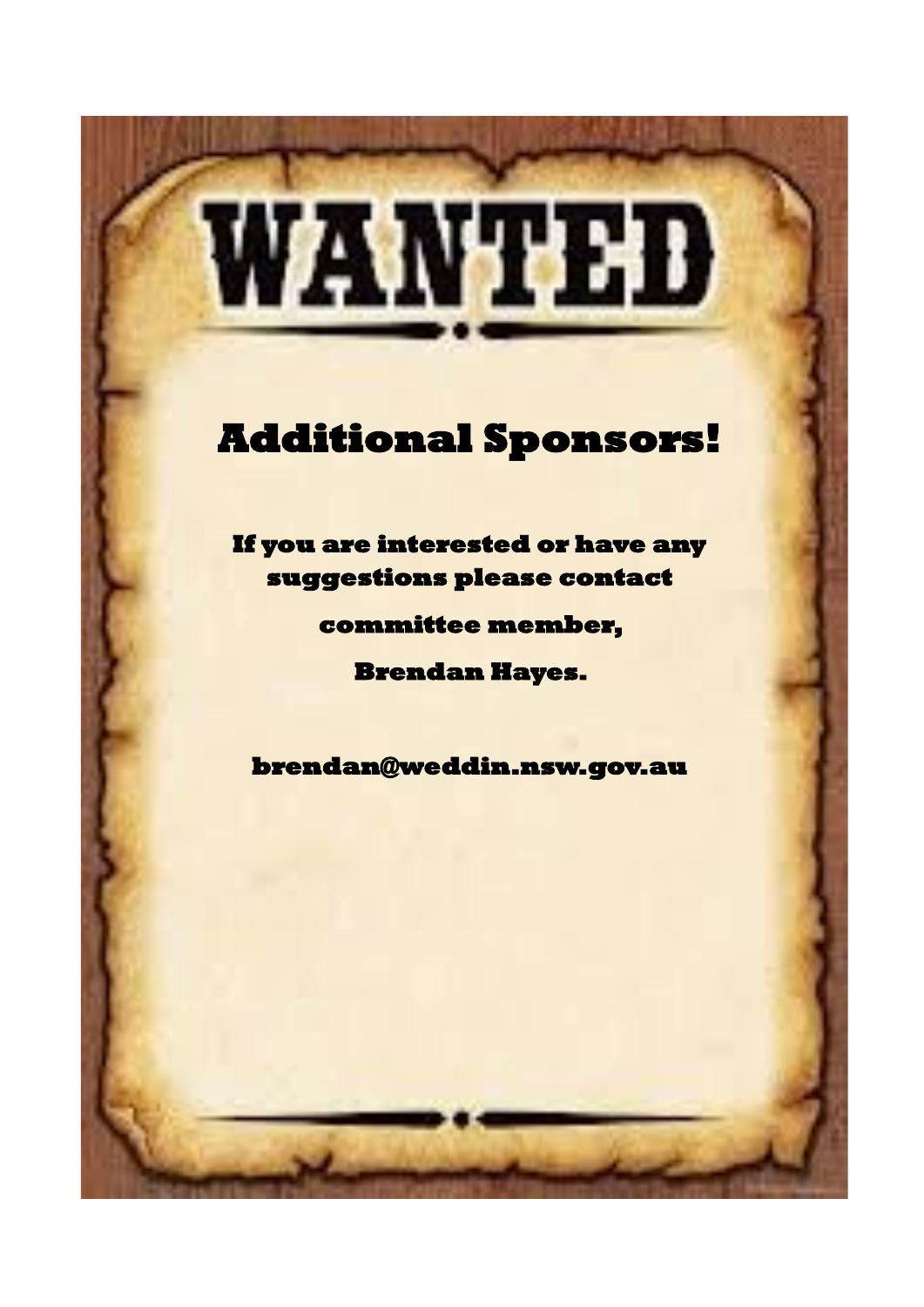# WANTED

## Additional Sponsors!

**If you are interested or have any suggestions please contact**

**committee member,**

**Brendan Hayes.**

**brendan@weddin.nsw.gov.au**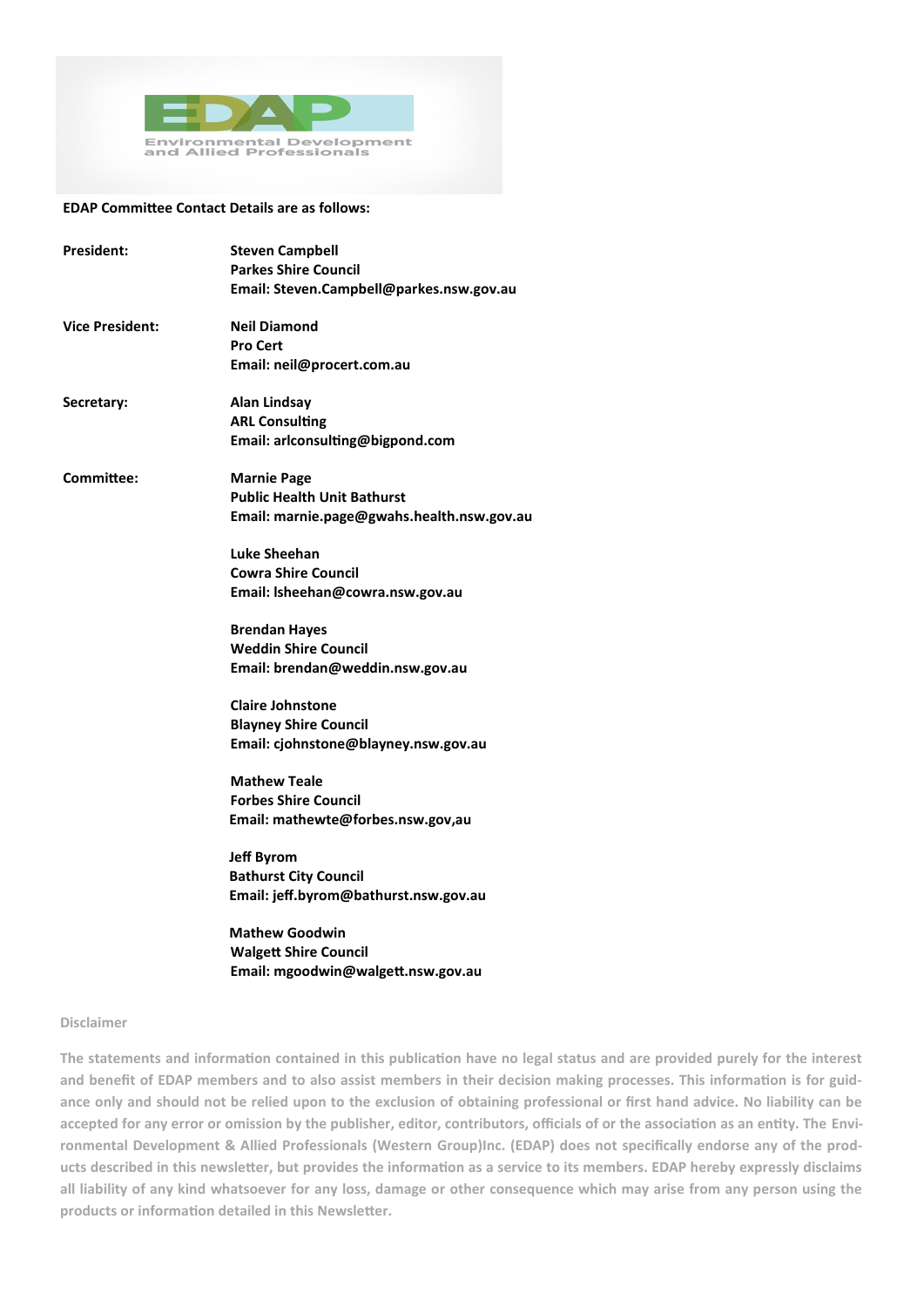**EDAP Committee Contact Details are as follows:**

**President:** **Steven Campbell**
**Parkes Shire Council**
**Email: Steven.Campbell@parkes.nsw.gov.au**

**Vice President:** **Neil Diamond**
**Pro Cert**
**Email: neil@procert.com.au**

**Secretary:** **Alan Lindsay**
**ARL Consulting**
**Email: arlconsulting@bigpond.com**

**Committee:**

**Marnie Page**
**Public Health Unit Bathurst**
**Email: marnie.page@gwahs.health.nsw.gov.au**

**Luke Sheehan**
**Cowra Shire Council**
**Email: lsheehan@cowra.nsw.gov.au**

**Brendan Hayes**
**Weddin Shire Council**
**Email: brendan@weddin.nsw.gov.au**

**Claire Johnstone**
**Blayney Shire Council**
**Email: cjohnstone@blayney.nsw.gov.au**

**Mathew Teale**
**Forbes Shire Council**
**Email: mathewte@forbes.nsw.gov,au**

**Jeff Byrom**
**Bathurst City Council**
**Email: jeff.byrom@bathurst.nsw.gov.au**

**Mathew Goodwin**
**Walgett Shire Council**
**Email: mgoodwin@walgett.nsw.gov.au**

Disclaimer

The statements and information contained in this publication have no legal status and are provided purely for the interest and benefit of EDAP members and to also assist members in their decision making processes. This information is for guidance only and should not be relied upon to the exclusion of obtaining professional or first hand advice. No liability can be accepted for any error or omission by the publisher, editor, contributors, officials of or the association as an entity. The Environmental Development & Allied Professionals (Western Group)Inc. (EDAP) does not specifically endorse any of the products described in this newsletter, but provides the information as a service to its members. EDAP hereby expressly disclaims all liability of any kind whatsoever for any loss, damage or other consequence which may arise from any person using the products or information detailed in this Newsletter.